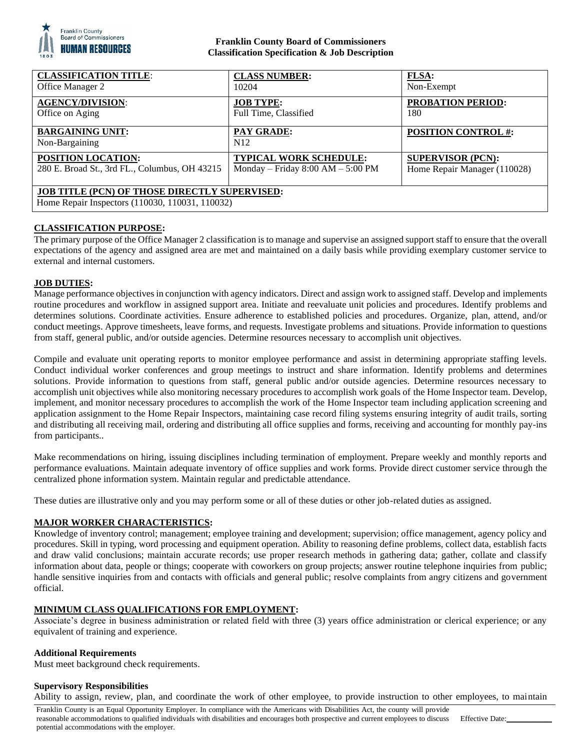**Franklin County Board of Commissioners**
**Classification Specification & Job Description**

| **CLASSIFICATION TITLE**: Office Manager 2 | **CLASS NUMBER:** 10204 | **FLSA:** Non-Exempt |
|---|---|---|
| **AGENCY/DIVISION**: Office on Aging | **JOB TYPE:** Full Time, Classified | **PROBATION PERIOD:** 180 |
| **BARGAINING UNIT:** Non-Bargaining | **PAY GRADE:** N12 | **POSITION CONTROL #:** |
| **POSITION LOCATION:** 280 E. Broad St., 3rd FL., Columbus, OH 43215 | **TYPICAL WORK SCHEDULE:** Monday – Friday 8:00 AM – 5:00 PM | **SUPERVISOR (PCN):** Home Repair Manager (110028) |
| **JOB TITLE (PCN) OF THOSE DIRECTLY SUPERVISED:** Home Repair Inspectors (110030, 110031, 110032) | | |

## CLASSIFICATION PURPOSE:

The primary purpose of the Office Manager 2 classification is to manage and supervise an assigned support staff to ensure that the overall expectations of the agency and assigned area are met and maintained on a daily basis while providing exemplary customer service to external and internal customers.

## JOB DUTIES:

Manage performance objectives in conjunction with agency indicators. Direct and assign work to assigned staff. Develop and implements routine procedures and workflow in assigned support area. Initiate and reevaluate unit policies and procedures. Identify problems and determines solutions. Coordinate activities. Ensure adherence to established policies and procedures. Organize, plan, attend, and/or conduct meetings. Approve timesheets, leave forms, and requests. Investigate problems and situations. Provide information to questions from staff, general public, and/or outside agencies. Determine resources necessary to accomplish unit objectives.

Compile and evaluate unit operating reports to monitor employee performance and assist in determining appropriate staffing levels. Conduct individual worker conferences and group meetings to instruct and share information. Identify problems and determines solutions. Provide information to questions from staff, general public and/or outside agencies. Determine resources necessary to accomplish unit objectives while also monitoring necessary procedures to accomplish work goals of the Home Inspector team. Develop, implement, and monitor necessary procedures to accomplish the work of the Home Inspector team including application screening and application assignment to the Home Repair Inspectors, maintaining case record filing systems ensuring integrity of audit trails, sorting and distributing all receiving mail, ordering and distributing all office supplies and forms, receiving and accounting for monthly pay-ins from participants..

Make recommendations on hiring, issuing disciplines including termination of employment. Prepare weekly and monthly reports and performance evaluations. Maintain adequate inventory of office supplies and work forms. Provide direct customer service through the centralized phone information system. Maintain regular and predictable attendance.

These duties are illustrative only and you may perform some or all of these duties or other job-related duties as assigned.

## MAJOR WORKER CHARACTERISTICS:

Knowledge of inventory control; management; employee training and development; supervision; office management, agency policy and procedures. Skill in typing, word processing and equipment operation. Ability to reasoning define problems, collect data, establish facts and draw valid conclusions; maintain accurate records; use proper research methods in gathering data; gather, collate and classify information about data, people or things; cooperate with coworkers on group projects; answer routine telephone inquiries from public; handle sensitive inquiries from and contacts with officials and general public; resolve complaints from angry citizens and government official.

## MINIMUM CLASS QUALIFICATIONS FOR EMPLOYMENT:

Associate's degree in business administration or related field with three (3) years office administration or clerical experience; or any equivalent of training and experience.

### Additional Requirements

Must meet background check requirements.

### Supervisory Responsibilities

Ability to assign, review, plan, and coordinate the work of other employee, to provide instruction to other employees, to maintain

Franklin County is an Equal Opportunity Employer. In compliance with the Americans with Disabilities Act, the county will provide reasonable accommodations to qualified individuals with disabilities and encourages both prospective and current employees to discuss potential accommodations with the employer.

Effective Date:\_\_\_\_\_\_\_\_\_\_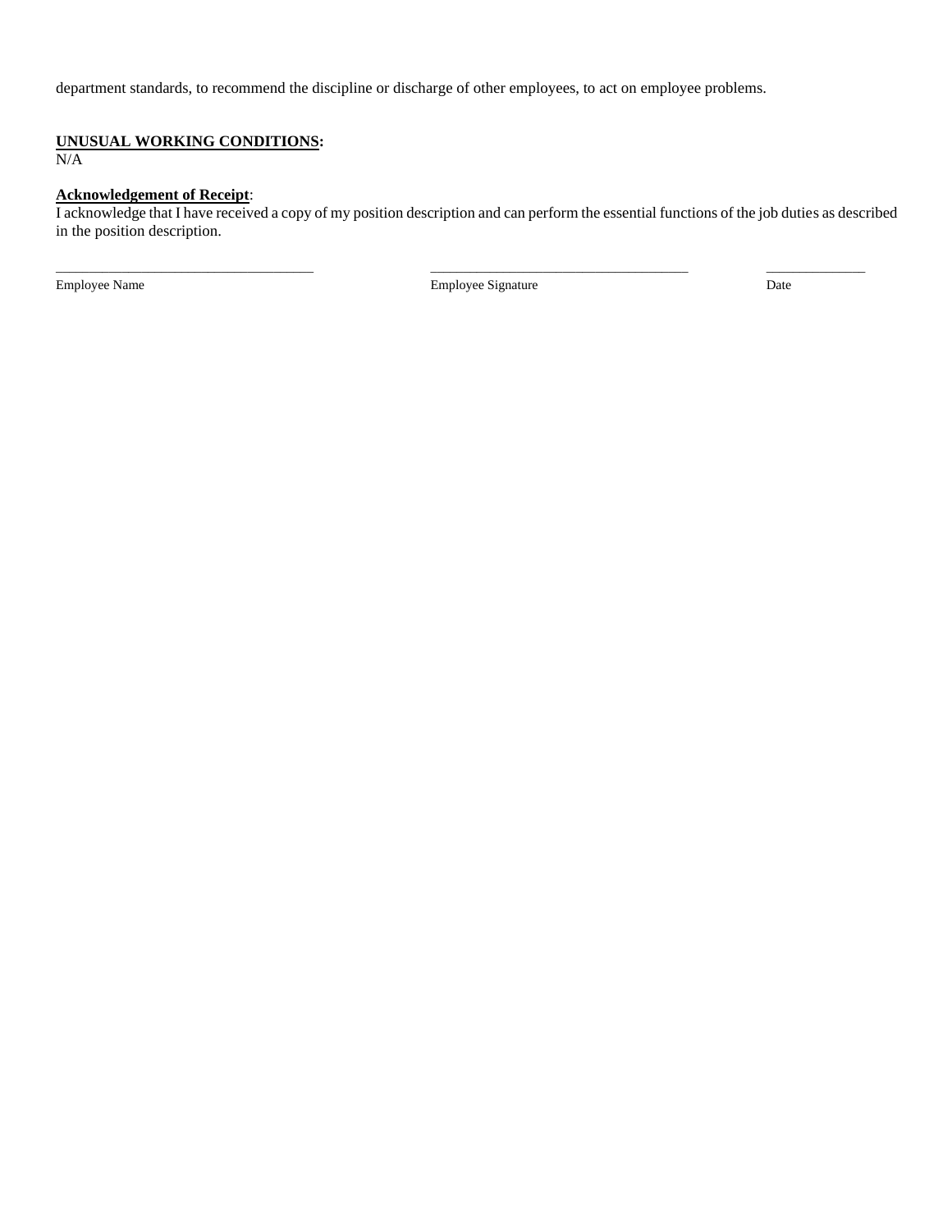department standards, to recommend the discipline or discharge of other employees, to act on employee problems.

**UNUSUAL WORKING CONDITIONS:**
N/A

**Acknowledgement of Receipt**:
I acknowledge that I have received a copy of my position description and can perform the essential functions of the job duties as described in the position description.

| | | |
|---|---|---|
| ____________________________________ | ____________________________________ | ______________ |
| Employee Name | Employee Signature | Date |